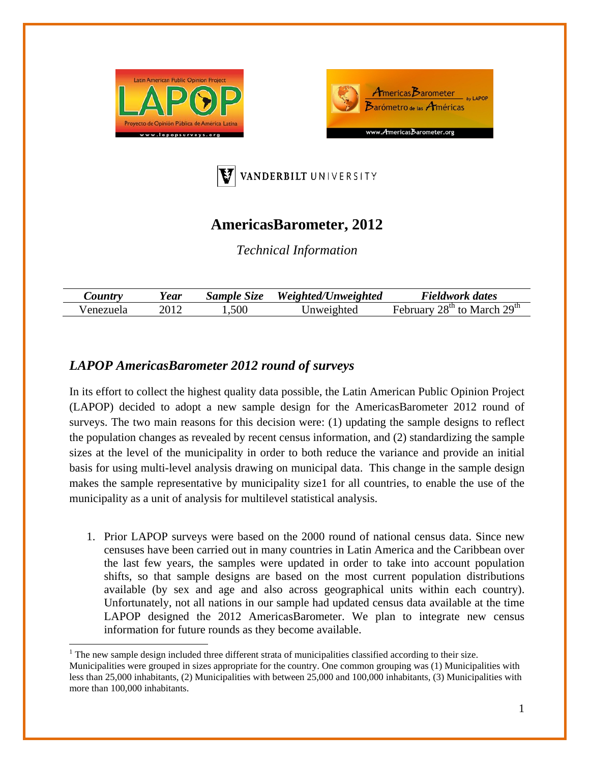# AmericasBarometer, 2012

*Technical Information*

| *Country* | *Year* | *Sample Size* | *Weighted/Unweighted* | *Fieldwork dates* |
|---|---|---|---|---|
| Venezuela | 2012 | 1,500 | Unweighted | February 28th to March 29th |

## *LAPOP AmericasBarometer 2012 round of surveys*

In its effort to collect the highest quality data possible, the Latin American Public Opinion Project (LAPOP) decided to adopt a new sample design for the AmericasBarometer 2012 round of surveys. The two main reasons for this decision were: (1) updating the sample designs to reflect the population changes as revealed by recent census information, and (2) standardizing the sample sizes at the level of the municipality in order to both reduce the variance and provide an initial basis for using multi-level analysis drawing on municipal data. This change in the sample design makes the sample representative by municipality size[1] for all countries, to enable the use of the municipality as a unit of analysis for multilevel statistical analysis.

1. Prior LAPOP surveys were based on the 2000 round of national census data. Since new censuses have been carried out in many countries in Latin America and the Caribbean over the last few years, the samples were updated in order to take into account population shifts, so that sample designs are based on the most current population distributions available (by sex and age and also across geographical units within each country). Unfortunately, not all nations in our sample had updated census data available at the time LAPOP designed the 2012 AmericasBarometer. We plan to integrate new census information for future rounds as they become available.

[1] The new sample design included three different strata of municipalities classified according to their size. Municipalities were grouped in sizes appropriate for the country. One common grouping was (1) Municipalities with less than 25,000 inhabitants, (2) Municipalities with between 25,000 and 100,000 inhabitants, (3) Municipalities with more than 100,000 inhabitants.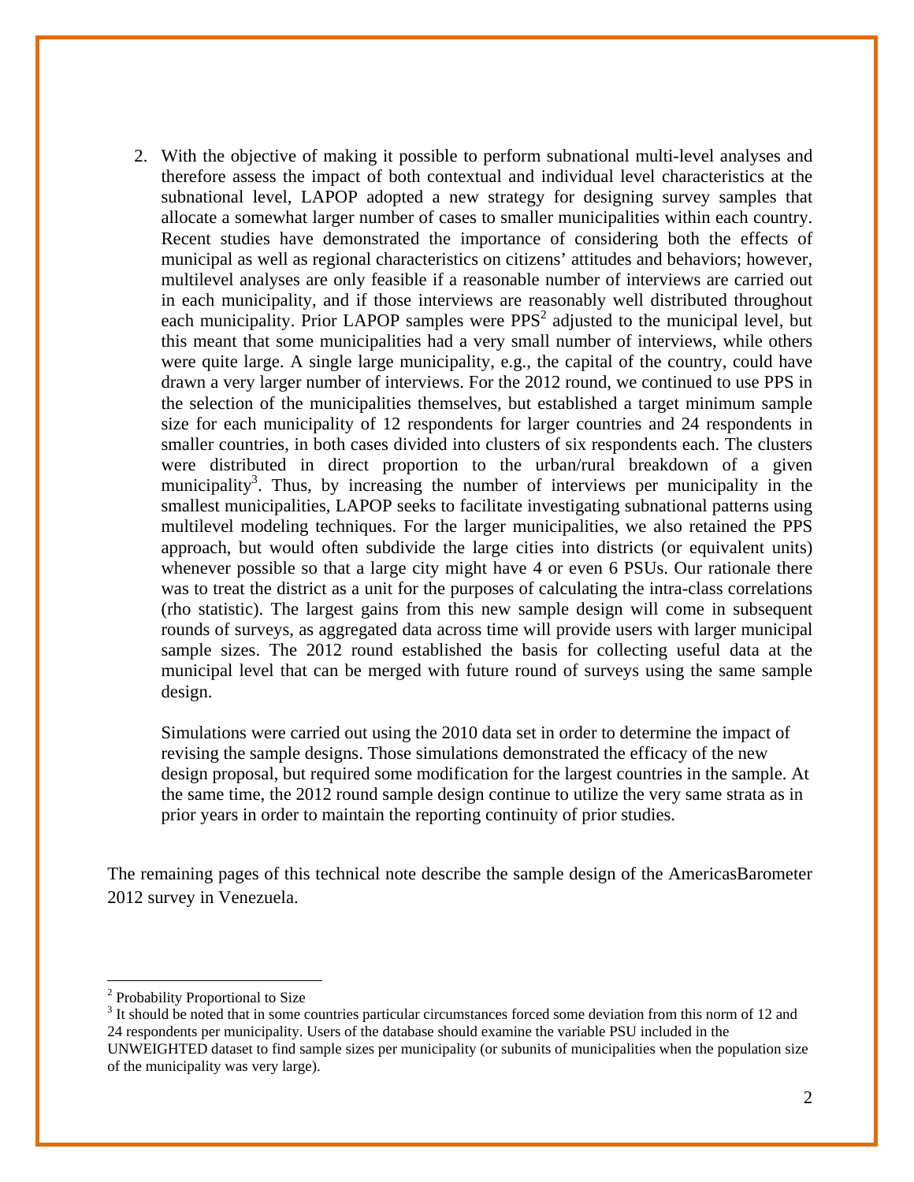2. With the objective of making it possible to perform subnational multi-level analyses and therefore assess the impact of both contextual and individual level characteristics at the subnational level, LAPOP adopted a new strategy for designing survey samples that allocate a somewhat larger number of cases to smaller municipalities within each country. Recent studies have demonstrated the importance of considering both the effects of municipal as well as regional characteristics on citizens' attitudes and behaviors; however, multilevel analyses are only feasible if a reasonable number of interviews are carried out in each municipality, and if those interviews are reasonably well distributed throughout each municipality. Prior LAPOP samples were PPS[2] adjusted to the municipal level, but this meant that some municipalities had a very small number of interviews, while others were quite large. A single large municipality, e.g., the capital of the country, could have drawn a very larger number of interviews. For the 2012 round, we continued to use PPS in the selection of the municipalities themselves, but established a target minimum sample size for each municipality of 12 respondents for larger countries and 24 respondents in smaller countries, in both cases divided into clusters of six respondents each. The clusters were distributed in direct proportion to the urban/rural breakdown of a given municipality[3]. Thus, by increasing the number of interviews per municipality in the smallest municipalities, LAPOP seeks to facilitate investigating subnational patterns using multilevel modeling techniques. For the larger municipalities, we also retained the PPS approach, but would often subdivide the large cities into districts (or equivalent units) whenever possible so that a large city might have 4 or even 6 PSUs. Our rationale there was to treat the district as a unit for the purposes of calculating the intra-class correlations (rho statistic). The largest gains from this new sample design will come in subsequent rounds of surveys, as aggregated data across time will provide users with larger municipal sample sizes. The 2012 round established the basis for collecting useful data at the municipal level that can be merged with future round of surveys using the same sample design.

   Simulations were carried out using the 2010 data set in order to determine the impact of revising the sample designs. Those simulations demonstrated the efficacy of the new design proposal, but required some modification for the largest countries in the sample. At the same time, the 2012 round sample design continue to utilize the very same strata as in prior years in order to maintain the reporting continuity of prior studies.

The remaining pages of this technical note describe the sample design of the AmericasBarometer 2012 survey in Venezuela.

---

[2] Probability Proportional to Size

[3] It should be noted that in some countries particular circumstances forced some deviation from this norm of 12 and 24 respondents per municipality. Users of the database should examine the variable PSU included in the UNWEIGHTED dataset to find sample sizes per municipality (or subunits of municipalities when the population size of the municipality was very large).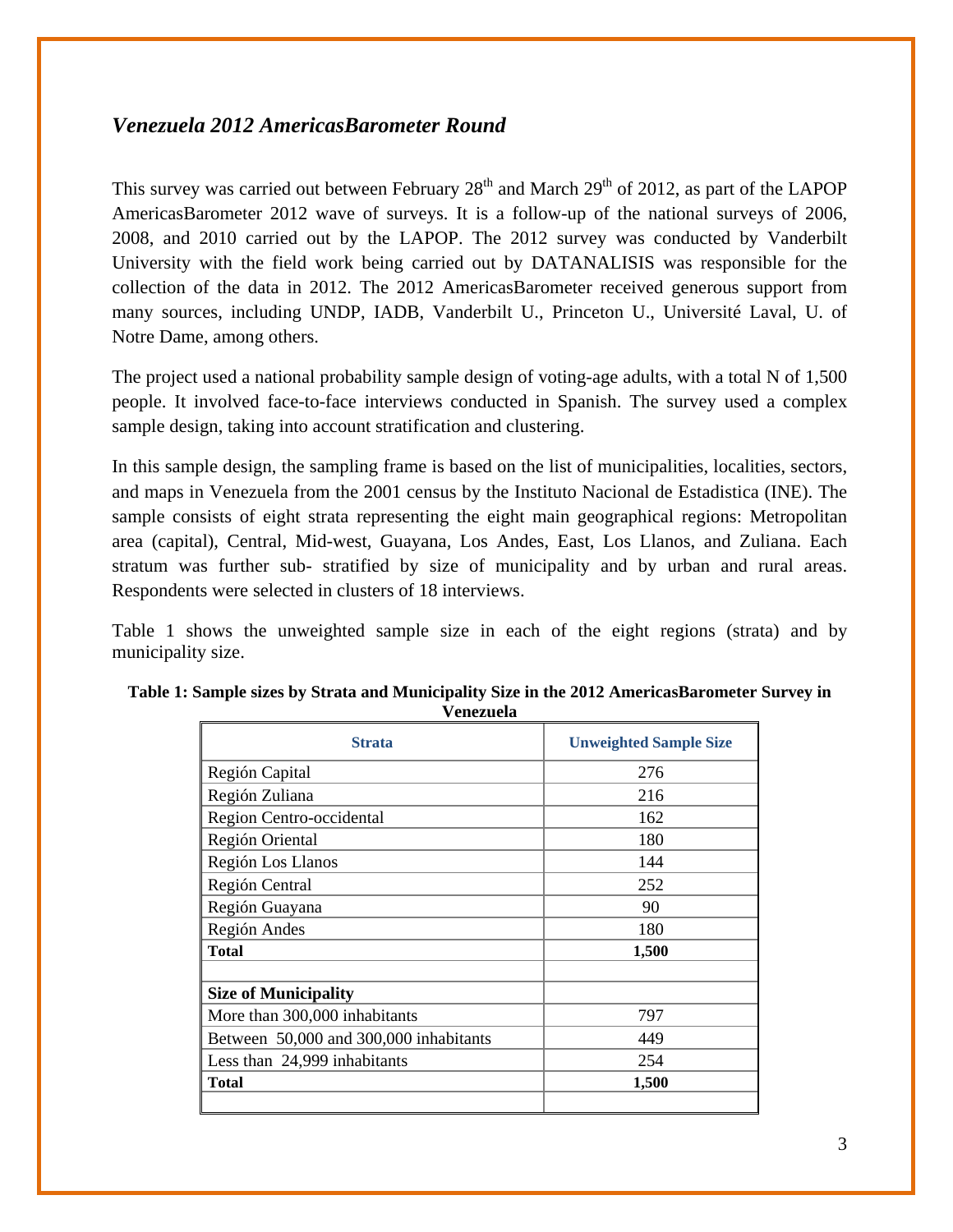## *Venezuela 2012 AmericasBarometer Round*

This survey was carried out between February 28th and March 29th of 2012, as part of the LAPOP AmericasBarometer 2012 wave of surveys. It is a follow-up of the national surveys of 2006, 2008, and 2010 carried out by the LAPOP. The 2012 survey was conducted by Vanderbilt University with the field work being carried out by DATANALISIS was responsible for the collection of the data in 2012. The 2012 AmericasBarometer received generous support from many sources, including UNDP, IADB, Vanderbilt U., Princeton U., Université Laval, U. of Notre Dame, among others.

The project used a national probability sample design of voting-age adults, with a total N of 1,500 people. It involved face-to-face interviews conducted in Spanish. The survey used a complex sample design, taking into account stratification and clustering.

In this sample design, the sampling frame is based on the list of municipalities, localities, sectors, and maps in Venezuela from the 2001 census by the Instituto Nacional de Estadistica (INE). The sample consists of eight strata representing the eight main geographical regions: Metropolitan area (capital), Central, Mid-west, Guayana, Los Andes, East, Los Llanos, and Zuliana. Each stratum was further sub- stratified by size of municipality and by urban and rural areas. Respondents were selected in clusters of 18 interviews.

Table 1 shows the unweighted sample size in each of the eight regions (strata) and by municipality size.

**Table 1: Sample sizes by Strata and Municipality Size in the 2012 AmericasBarometer Survey in Venezuela**

| Strata | Unweighted Sample Size |
|---|---|
| Región Capital | 276 |
| Región Zuliana | 216 |
| Region Centro-occidental | 162 |
| Región Oriental | 180 |
| Región Los Llanos | 144 |
| Región Central | 252 |
| Región Guayana | 90 |
| Región Andes | 180 |
| **Total** | **1,500** |
| | |
| **Size of Municipality** | |
| More than 300,000 inhabitants | 797 |
| Between 50,000 and 300,000 inhabitants | 449 |
| Less than 24,999 inhabitants | 254 |
| **Total** | **1,500** |
| | |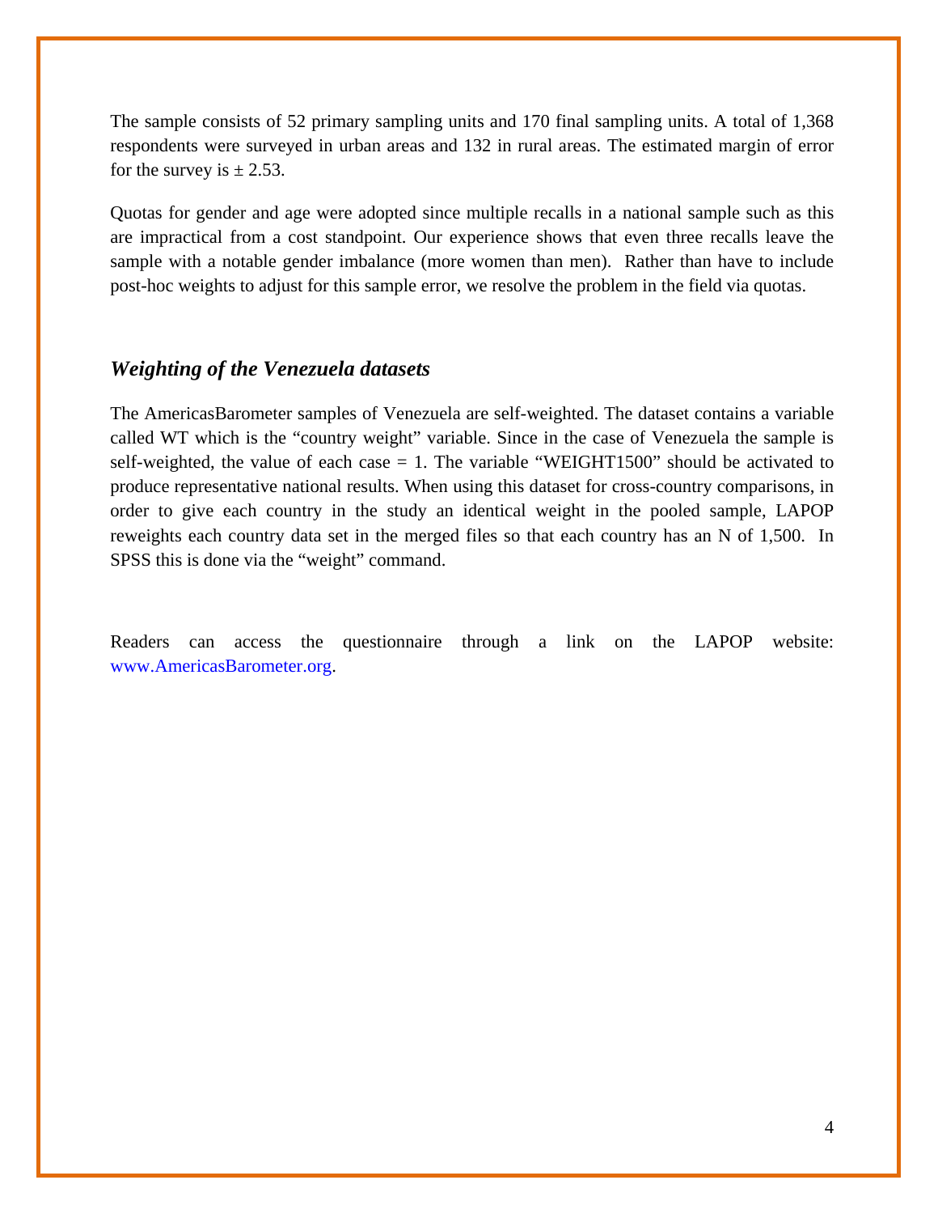The sample consists of 52 primary sampling units and 170 final sampling units. A total of 1,368 respondents were surveyed in urban areas and 132 in rural areas. The estimated margin of error for the survey is ± 2.53.

Quotas for gender and age were adopted since multiple recalls in a national sample such as this are impractical from a cost standpoint. Our experience shows that even three recalls leave the sample with a notable gender imbalance (more women than men). Rather than have to include post-hoc weights to adjust for this sample error, we resolve the problem in the field via quotas.

### *Weighting of the Venezuela datasets*

The AmericasBarometer samples of Venezuela are self-weighted. The dataset contains a variable called WT which is the "country weight" variable. Since in the case of Venezuela the sample is self-weighted, the value of each case = 1. The variable "WEIGHT1500" should be activated to produce representative national results. When using this dataset for cross-country comparisons, in order to give each country in the study an identical weight in the pooled sample, LAPOP reweights each country data set in the merged files so that each country has an N of 1,500. In SPSS this is done via the "weight" command.

Readers can access the questionnaire through a link on the LAPOP website: www.AmericasBarometer.org.